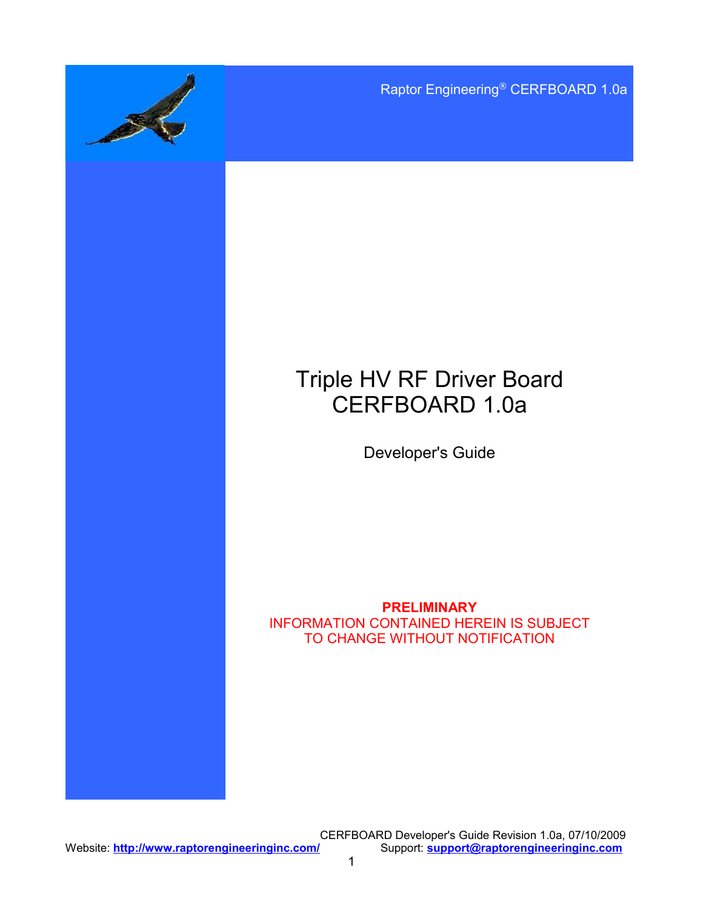Raptor Engineering® CERFBOARD 1.0a

# Triple HV RF Driver Board
# CERFBOARD 1.0a

Developer's Guide

**PRELIMINARY**
INFORMATION CONTAINED HEREIN IS SUBJECT TO CHANGE WITHOUT NOTIFICATION

CERFBOARD Developer's Guide Revision 1.0a, 07/10/2009

Website: **http://www.raptorengineeringinc.com/** Support: **support@raptorengineeringinc.com**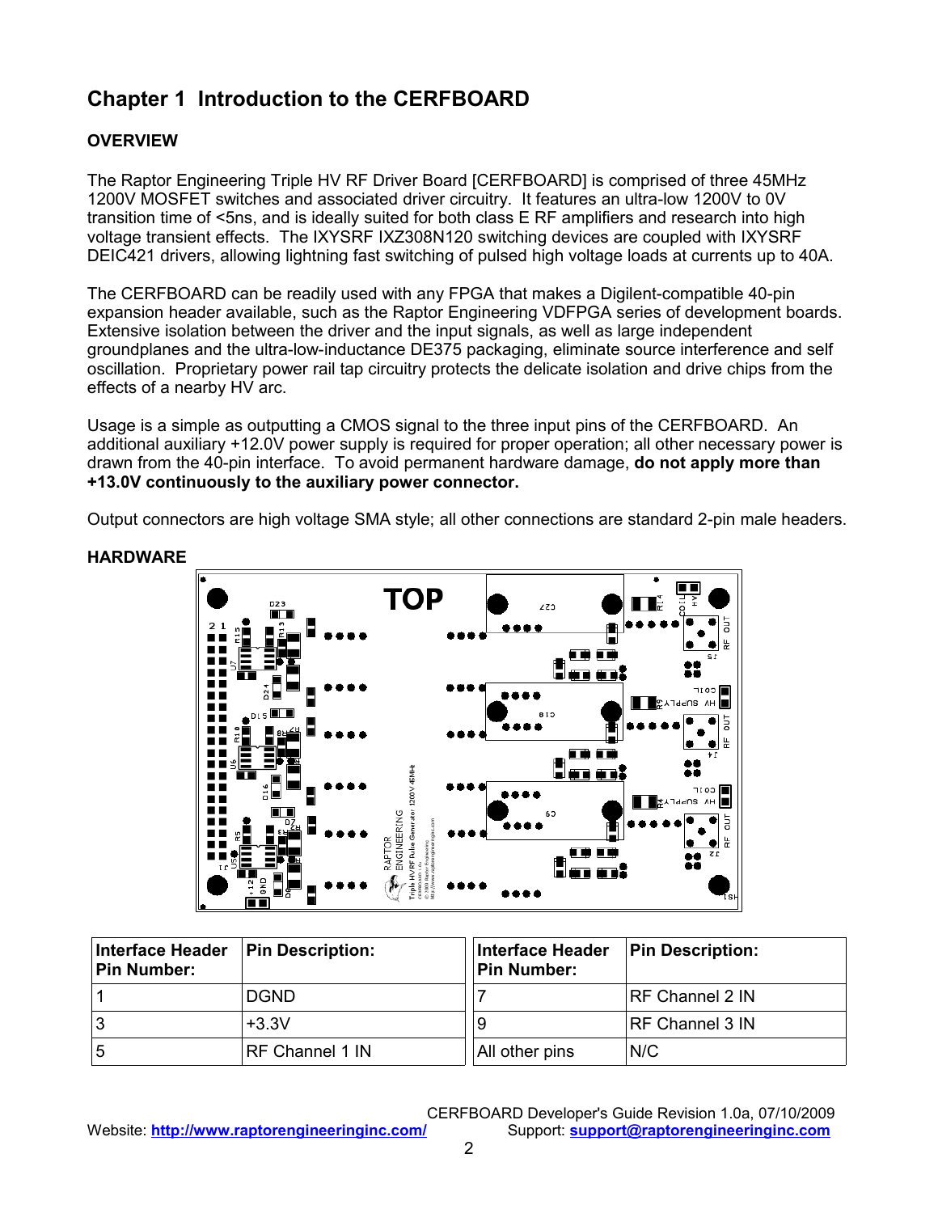# Chapter 1 Introduction to the CERFBOARD

## OVERVIEW

The Raptor Engineering Triple HV RF Driver Board [CERFBOARD] is comprised of three 45MHz 1200V MOSFET switches and associated driver circuitry. It features an ultra-low 1200V to 0V transition time of <5ns, and is ideally suited for both class E RF amplifiers and research into high voltage transient effects. The IXYSRF IXZ308N120 switching devices are coupled with IXYSRF DEIC421 drivers, allowing lightning fast switching of pulsed high voltage loads at currents up to 40A.

The CERFBOARD can be readily used with any FPGA that makes a Digilent-compatible 40-pin expansion header available, such as the Raptor Engineering VDFPGA series of development boards. Extensive isolation between the driver and the input signals, as well as large independent groundplanes and the ultra-low-inductance DE375 packaging, eliminate source interference and self oscillation. Proprietary power rail tap circuitry protects the delicate isolation and drive chips from the effects of a nearby HV arc.

Usage is a simple as outputting a CMOS signal to the three input pins of the CERFBOARD. An additional auxiliary +12.0V power supply is required for proper operation; all other necessary power is drawn from the 40-pin interface. To avoid permanent hardware damage, **do not apply more than +13.0V continuously to the auxiliary power connector.**

Output connectors are high voltage SMA style; all other connections are standard 2-pin male headers.

## HARDWARE

| Interface Header Pin Number: | Pin Description: |
|---|---|
| 1 | DGND |
| 3 | +3.3V |
| 5 | RF Channel 1 IN |

| Interface Header Pin Number: | Pin Description: |
|---|---|
| 7 | RF Channel 2 IN |
| 9 | RF Channel 3 IN |
| All other pins | N/C |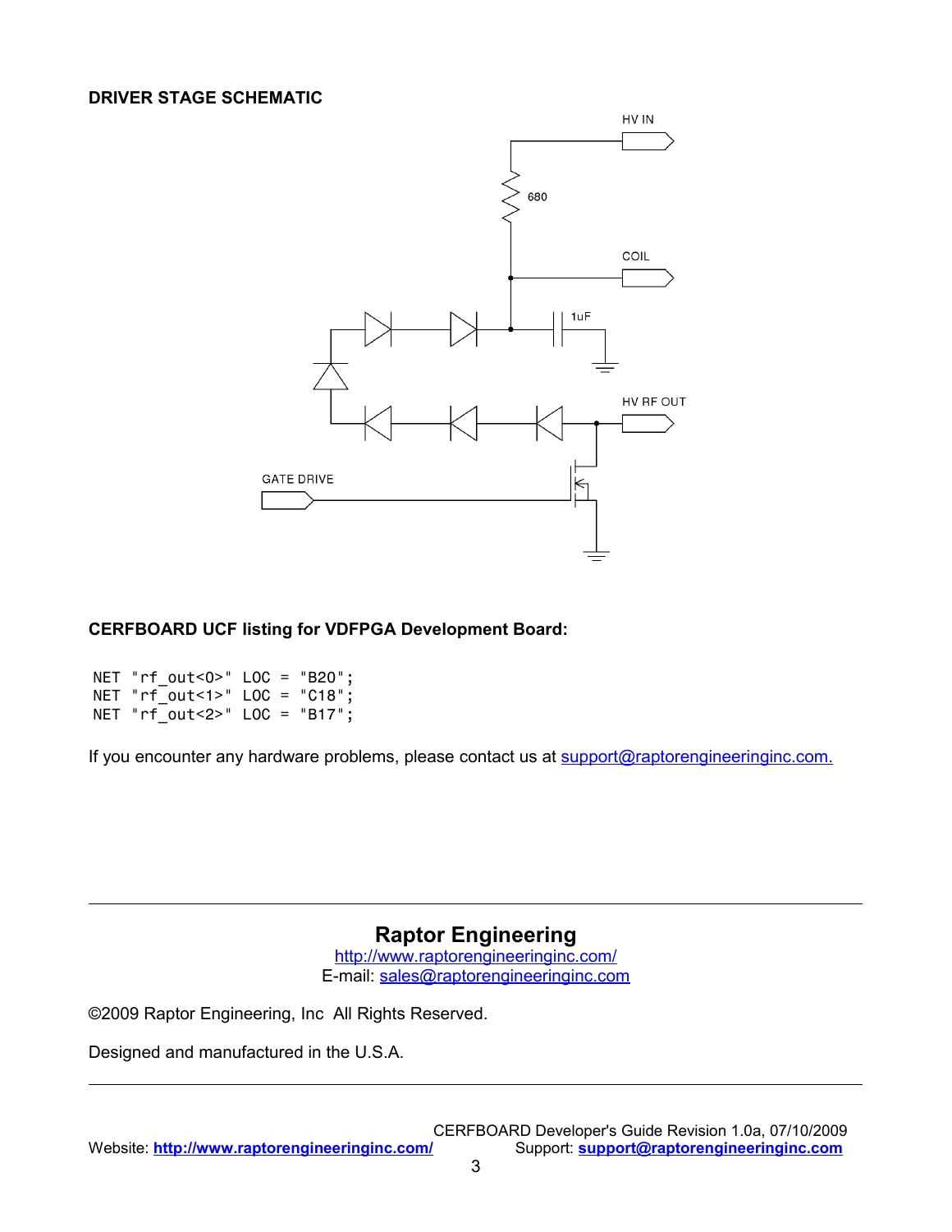**DRIVER STAGE SCHEMATIC**

HV IN

680

COIL

1uF

HV RF OUT

GATE DRIVE

**CERFBOARD UCF listing for VDFPGA Development Board:**

```
NET "rf_out<0>" LOC = "B20";
NET "rf_out<1>" LOC = "C18";
NET "rf_out<2>" LOC = "B17";
```

If you encounter any hardware problems, please contact us at support@raptorengineeringinc.com.

## Raptor Engineering

http://www.raptorengineeringinc.com/
E-mail: sales@raptorengineeringinc.com

©2009 Raptor Engineering, Inc All Rights Reserved.

Designed and manufactured in the U.S.A.